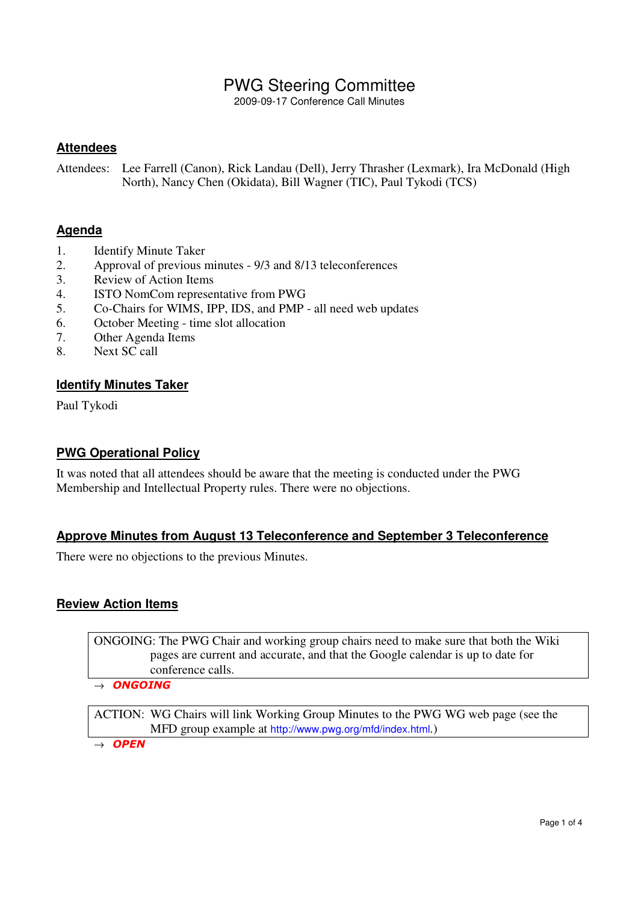# PWG Steering Committee

2009-09-17 Conference Call Minutes

## Attendees

Attendees: Lee Farrell (Canon), Rick Landau (Dell), Jerry Thrasher (Lexmark), Ira McDonald (High North), Nancy Chen (Okidata), Bill Wagner (TIC), Paul Tykodi (TCS)

## Agenda

1. Identify Minute Taker
2. Approval of previous minutes - 9/3 and 8/13 teleconferences
3. Review of Action Items
4. ISTO NomCom representative from PWG
5. Co-Chairs for WIMS, IPP, IDS, and PMP - all need web updates
6. October Meeting - time slot allocation
7. Other Agenda Items
8. Next SC call

## Identify Minutes Taker

Paul Tykodi

## PWG Operational Policy

It was noted that all attendees should be aware that the meeting is conducted under the PWG Membership and Intellectual Property rules. There were no objections.

## Approve Minutes from August 13 Teleconference and September 3 Teleconference

There were no objections to the previous Minutes.

## Review Action Items

| ONGOING: The PWG Chair and working group chairs need to make sure that both the Wiki pages are current and accurate, and that the Google calendar is up to date for conference calls. |
|---|

→ ***ONGOING***

| ACTION: WG Chairs will link Working Group Minutes to the PWG WG web page (see the MFD group example at http://www.pwg.org/mfd/index.html.) |
|---|

→ ***OPEN***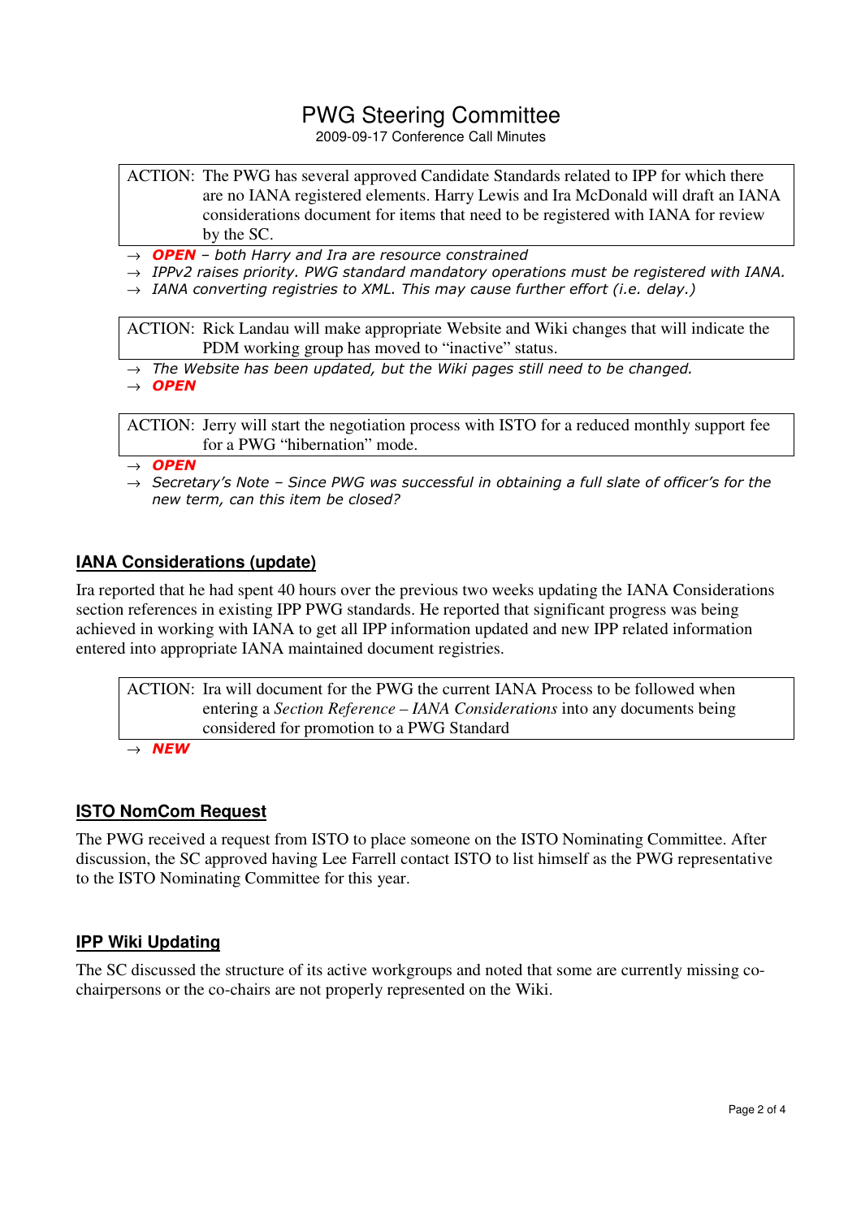# PWG Steering Committee

2009-09-17 Conference Call Minutes

ACTION: The PWG has several approved Candidate Standards related to IPP for which there are no IANA registered elements. Harry Lewis and Ira McDonald will draft an IANA considerations document for items that need to be registered with IANA for review by the SC.

→ ***OPEN*** *– both Harry and Ira are resource constrained*
→ *IPPv2 raises priority. PWG standard mandatory operations must be registered with IANA.*
→ *IANA converting registries to XML. This may cause further effort (i.e. delay.)*

ACTION: Rick Landau will make appropriate Website and Wiki changes that will indicate the PDM working group has moved to "inactive" status.

→ *The Website has been updated, but the Wiki pages still need to be changed.*
→ ***OPEN***

ACTION: Jerry will start the negotiation process with ISTO for a reduced monthly support fee for a PWG "hibernation" mode.

→ ***OPEN***
→ *Secretary's Note – Since PWG was successful in obtaining a full slate of officer's for the new term, can this item be closed?*

## IANA Considerations (update)

Ira reported that he had spent 40 hours over the previous two weeks updating the IANA Considerations section references in existing IPP PWG standards. He reported that significant progress was being achieved in working with IANA to get all IPP information updated and new IPP related information entered into appropriate IANA maintained document registries.

ACTION: Ira will document for the PWG the current IANA Process to be followed when entering a *Section Reference – IANA Considerations* into any documents being considered for promotion to a PWG Standard

→ ***NEW***

## ISTO NomCom Request

The PWG received a request from ISTO to place someone on the ISTO Nominating Committee. After discussion, the SC approved having Lee Farrell contact ISTO to list himself as the PWG representative to the ISTO Nominating Committee for this year.

## IPP Wiki Updating

The SC discussed the structure of its active workgroups and noted that some are currently missing co-chairpersons or the co-chairs are not properly represented on the Wiki.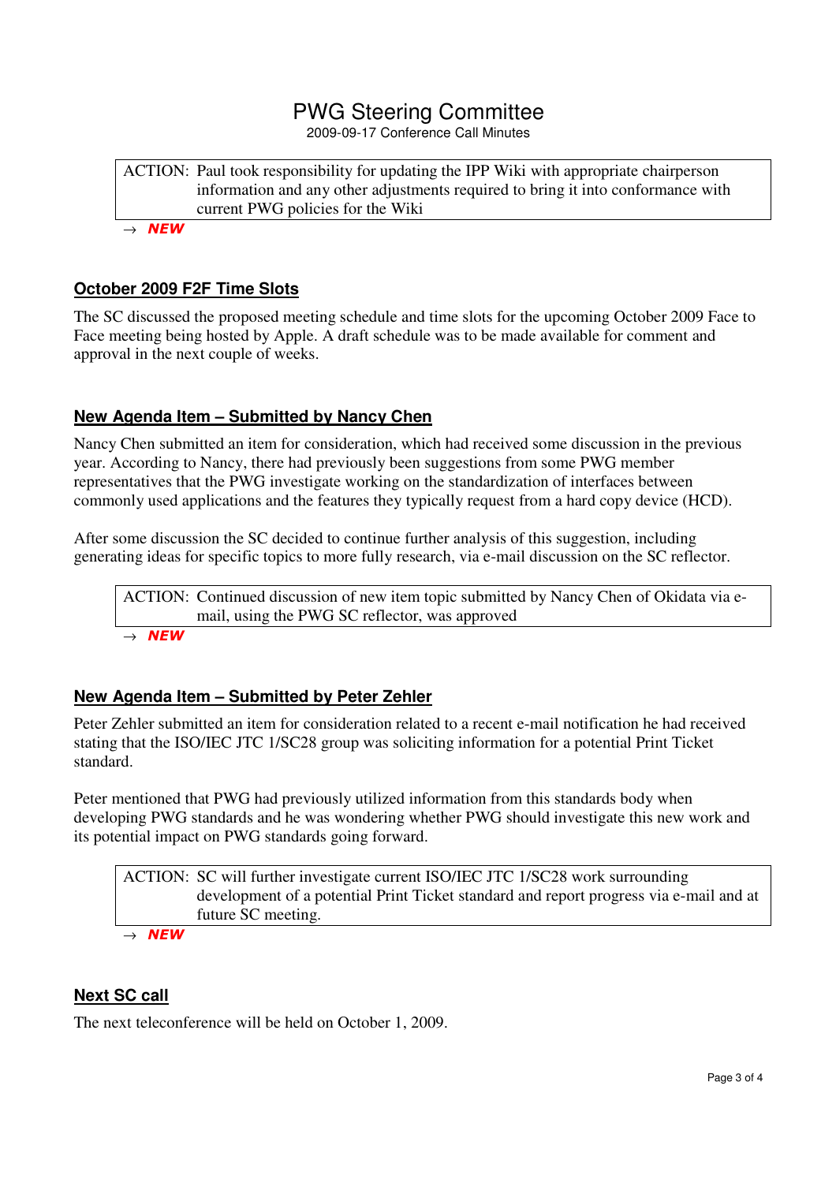| ACTION: | Paul took responsibility for updating the IPP Wiki with appropriate chairperson information and any other adjustments required to bring it into conformance with current PWG policies for the Wiki |
|---|---|

→ ***NEW***

## October 2009 F2F Time Slots

The SC discussed the proposed meeting schedule and time slots for the upcoming October 2009 Face to Face meeting being hosted by Apple. A draft schedule was to be made available for comment and approval in the next couple of weeks.

## New Agenda Item – Submitted by Nancy Chen

Nancy Chen submitted an item for consideration, which had received some discussion in the previous year. According to Nancy, there had previously been suggestions from some PWG member representatives that the PWG investigate working on the standardization of interfaces between commonly used applications and the features they typically request from a hard copy device (HCD).

After some discussion the SC decided to continue further analysis of this suggestion, including generating ideas for specific topics to more fully research, via e-mail discussion on the SC reflector.

| ACTION: | Continued discussion of new item topic submitted by Nancy Chen of Okidata via e-mail, using the PWG SC reflector, was approved |
|---|---|

→ ***NEW***

## New Agenda Item – Submitted by Peter Zehler

Peter Zehler submitted an item for consideration related to a recent e-mail notification he had received stating that the ISO/IEC JTC 1/SC28 group was soliciting information for a potential Print Ticket standard.

Peter mentioned that PWG had previously utilized information from this standards body when developing PWG standards and he was wondering whether PWG should investigate this new work and its potential impact on PWG standards going forward.

| ACTION: | SC will further investigate current ISO/IEC JTC 1/SC28 work surrounding development of a potential Print Ticket standard and report progress via e-mail and at future SC meeting. |
|---|---|

→ ***NEW***

## Next SC call

The next teleconference will be held on October 1, 2009.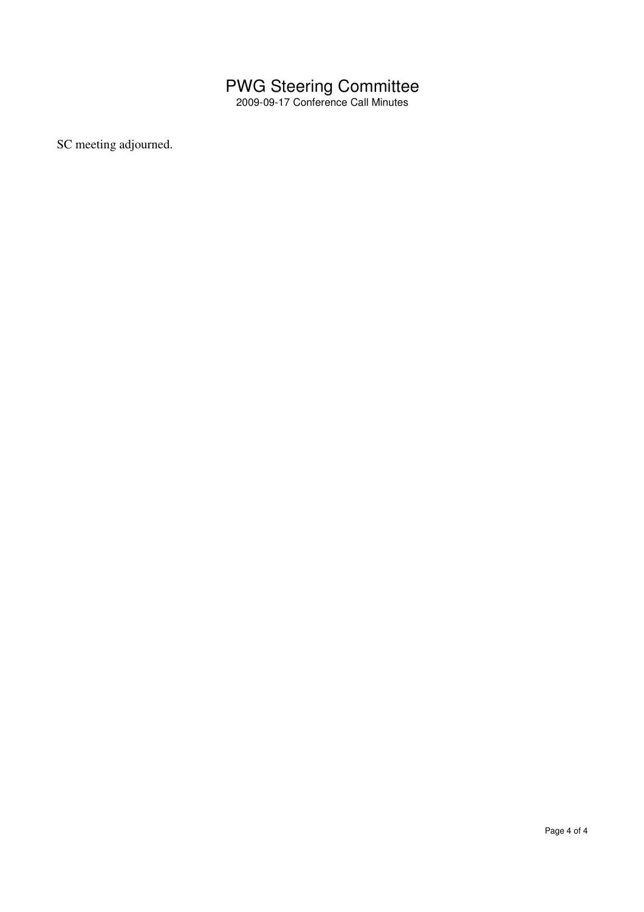SC meeting adjourned.